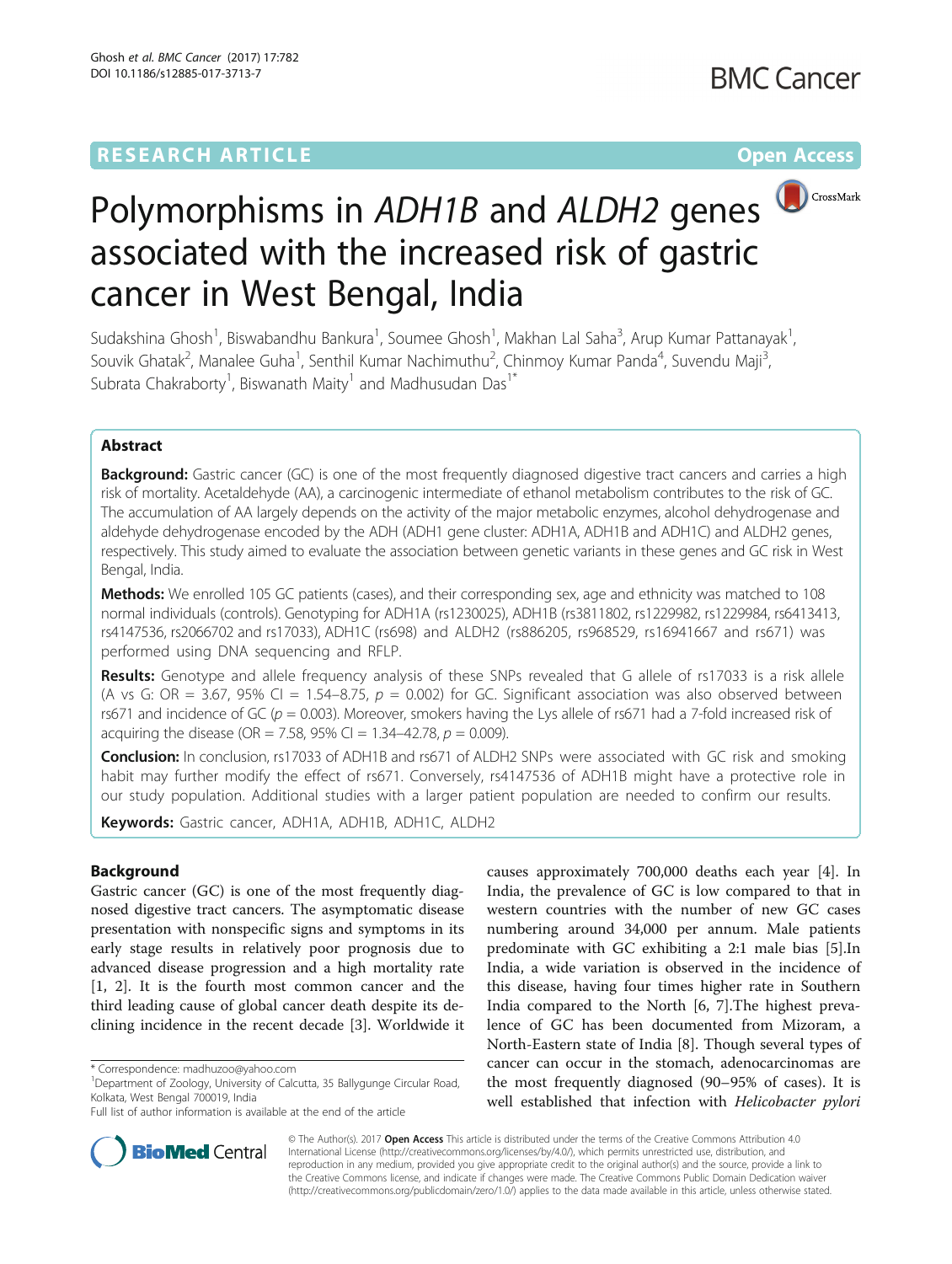**RESEARCH ARTICLE** **Open Access**

# Polymorphisms in *ADH1B* and *ALDH2* genes associated with the increased risk of gastric cancer in West Bengal, India

Sudakshina Ghosh[1], Biswabandhu Bankura[1], Soumee Ghosh[1], Makhan Lal Saha[3], Arup Kumar Pattanayak[1], Souvik Ghatak[2], Manalee Guha[1], Senthil Kumar Nachimuthu[2], Chinmoy Kumar Panda[4], Suvendu Maji[3], Subrata Chakraborty[1], Biswanath Maity[1] and Madhusudan Das[1*]

## Abstract

**Background:** Gastric cancer (GC) is one of the most frequently diagnosed digestive tract cancers and carries a high risk of mortality. Acetaldehyde (AA), a carcinogenic intermediate of ethanol metabolism contributes to the risk of GC. The accumulation of AA largely depends on the activity of the major metabolic enzymes, alcohol dehydrogenase and aldehyde dehydrogenase encoded by the ADH (ADH1 gene cluster: ADH1A, ADH1B and ADH1C) and ALDH2 genes, respectively. This study aimed to evaluate the association between genetic variants in these genes and GC risk in West Bengal, India.

**Methods:** We enrolled 105 GC patients (cases), and their corresponding sex, age and ethnicity was matched to 108 normal individuals (controls). Genotyping for ADH1A (rs1230025), ADH1B (rs3811802, rs1229982, rs1229984, rs6413413, rs4147536, rs2066702 and rs17033), ADH1C (rs698) and ALDH2 (rs886205, rs968529, rs16941667 and rs671) was performed using DNA sequencing and RFLP.

**Results:** Genotype and allele frequency analysis of these SNPs revealed that G allele of rs17033 is a risk allele (A vs G: OR = 3.67, 95% CI = 1.54–8.75, $p = 0.002$) for GC. Significant association was also observed between rs671 and incidence of GC ($p = 0.003$). Moreover, smokers having the Lys allele of rs671 had a 7-fold increased risk of acquiring the disease (OR = 7.58, 95% CI = 1.34–42.78, $p = 0.009$).

**Conclusion:** In conclusion, rs17033 of ADH1B and rs671 of ALDH2 SNPs were associated with GC risk and smoking habit may further modify the effect of rs671. Conversely, rs4147536 of ADH1B might have a protective role in our study population. Additional studies with a larger patient population are needed to confirm our results.

**Keywords:** Gastric cancer, ADH1A, ADH1B, ADH1C, ALDH2

## Background

Gastric cancer (GC) is one of the most frequently diagnosed digestive tract cancers. The asymptomatic disease presentation with nonspecific signs and symptoms in its early stage results in relatively poor prognosis due to advanced disease progression and a high mortality rate [1, 2]. It is the fourth most common cancer and the third leading cause of global cancer death despite its declining incidence in the recent decade [3]. Worldwide it causes approximately 700,000 deaths each year [4]. In India, the prevalence of GC is low compared to that in western countries with the number of new GC cases numbering around 34,000 per annum. Male patients predominate with GC exhibiting a 2:1 male bias [5].In India, a wide variation is observed in the incidence of this disease, having four times higher rate in Southern India compared to the North [6, 7].The highest prevalence of GC has been documented from Mizoram, a North-Eastern state of India [8]. Though several types of cancer can occur in the stomach, adenocarcinomas are the most frequently diagnosed (90–95% of cases). It is well established that infection with *Helicobacter pylori*

\* Correspondence: madhuzoo@yahoo.com
[1]Department of Zoology, University of Calcutta, 35 Ballygunge Circular Road, Kolkata, West Bengal 700019, India
Full list of author information is available at the end of the article

© The Author(s). 2017 **Open Access** This article is distributed under the terms of the Creative Commons Attribution 4.0 International License (http://creativecommons.org/licenses/by/4.0/), which permits unrestricted use, distribution, and reproduction in any medium, provided you give appropriate credit to the original author(s) and the source, provide a link to the Creative Commons license, and indicate if changes were made. The Creative Commons Public Domain Dedication waiver (http://creativecommons.org/publicdomain/zero/1.0/) applies to the data made available in this article, unless otherwise stated.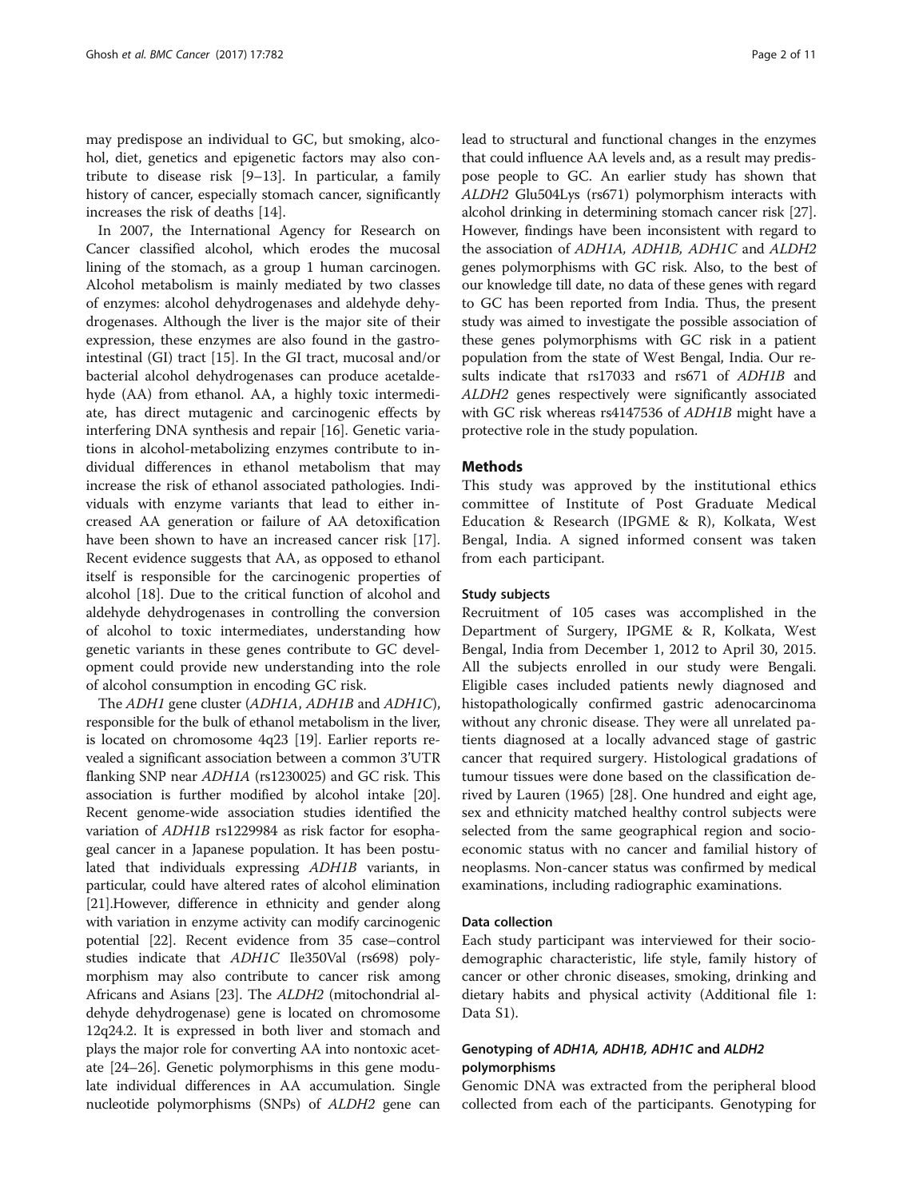may predispose an individual to GC, but smoking, alcohol, diet, genetics and epigenetic factors may also contribute to disease risk [9–13]. In particular, a family history of cancer, especially stomach cancer, significantly increases the risk of deaths [14].

In 2007, the International Agency for Research on Cancer classified alcohol, which erodes the mucosal lining of the stomach, as a group 1 human carcinogen. Alcohol metabolism is mainly mediated by two classes of enzymes: alcohol dehydrogenases and aldehyde dehydrogenases. Although the liver is the major site of their expression, these enzymes are also found in the gastrointestinal (GI) tract [15]. In the GI tract, mucosal and/or bacterial alcohol dehydrogenases can produce acetaldehyde (AA) from ethanol. AA, a highly toxic intermediate, has direct mutagenic and carcinogenic effects by interfering DNA synthesis and repair [16]. Genetic variations in alcohol-metabolizing enzymes contribute to individual differences in ethanol metabolism that may increase the risk of ethanol associated pathologies. Individuals with enzyme variants that lead to either increased AA generation or failure of AA detoxification have been shown to have an increased cancer risk [17]. Recent evidence suggests that AA, as opposed to ethanol itself is responsible for the carcinogenic properties of alcohol [18]. Due to the critical function of alcohol and aldehyde dehydrogenases in controlling the conversion of alcohol to toxic intermediates, understanding how genetic variants in these genes contribute to GC development could provide new understanding into the role of alcohol consumption in encoding GC risk.

The *ADH1* gene cluster (*ADH1A*, *ADH1B* and *ADH1C*), responsible for the bulk of ethanol metabolism in the liver, is located on chromosome 4q23 [19]. Earlier reports revealed a significant association between a common 3'UTR flanking SNP near *ADH1A* (rs1230025) and GC risk. This association is further modified by alcohol intake [20]. Recent genome-wide association studies identified the variation of *ADH1B* rs1229984 as risk factor for esophageal cancer in a Japanese population. It has been postulated that individuals expressing *ADH1B* variants, in particular, could have altered rates of alcohol elimination [21].However, difference in ethnicity and gender along with variation in enzyme activity can modify carcinogenic potential [22]. Recent evidence from 35 case–control studies indicate that *ADH1C* Ile350Val (rs698) polymorphism may also contribute to cancer risk among Africans and Asians [23]. The *ALDH2* (mitochondrial aldehyde dehydrogenase) gene is located on chromosome 12q24.2. It is expressed in both liver and stomach and plays the major role for converting AA into nontoxic acetate [24–26]. Genetic polymorphisms in this gene modulate individual differences in AA accumulation. Single nucleotide polymorphisms (SNPs) of *ALDH2* gene can lead to structural and functional changes in the enzymes that could influence AA levels and, as a result may predispose people to GC. An earlier study has shown that *ALDH2* Glu504Lys (rs671) polymorphism interacts with alcohol drinking in determining stomach cancer risk [27]. However, findings have been inconsistent with regard to the association of *ADH1A, ADH1B, ADH1C* and *ALDH2* genes polymorphisms with GC risk. Also, to the best of our knowledge till date, no data of these genes with regard to GC has been reported from India. Thus, the present study was aimed to investigate the possible association of these genes polymorphisms with GC risk in a patient population from the state of West Bengal, India. Our results indicate that rs17033 and rs671 of *ADH1B* and *ALDH2* genes respectively were significantly associated with GC risk whereas rs4147536 of *ADH1B* might have a protective role in the study population.

## Methods

This study was approved by the institutional ethics committee of Institute of Post Graduate Medical Education & Research (IPGME & R), Kolkata, West Bengal, India. A signed informed consent was taken from each participant.

### Study subjects

Recruitment of 105 cases was accomplished in the Department of Surgery, IPGME & R, Kolkata, West Bengal, India from December 1, 2012 to April 30, 2015. All the subjects enrolled in our study were Bengali. Eligible cases included patients newly diagnosed and histopathologically confirmed gastric adenocarcinoma without any chronic disease. They were all unrelated patients diagnosed at a locally advanced stage of gastric cancer that required surgery. Histological gradations of tumour tissues were done based on the classification derived by Lauren (1965) [28]. One hundred and eight age, sex and ethnicity matched healthy control subjects were selected from the same geographical region and socioeconomic status with no cancer and familial history of neoplasms. Non-cancer status was confirmed by medical examinations, including radiographic examinations.

### Data collection

Each study participant was interviewed for their sociodemographic characteristic, life style, family history of cancer or other chronic diseases, smoking, drinking and dietary habits and physical activity (Additional file 1: Data S1).

### Genotyping of *ADH1A, ADH1B, ADH1C* and *ALDH2* polymorphisms

Genomic DNA was extracted from the peripheral blood collected from each of the participants. Genotyping for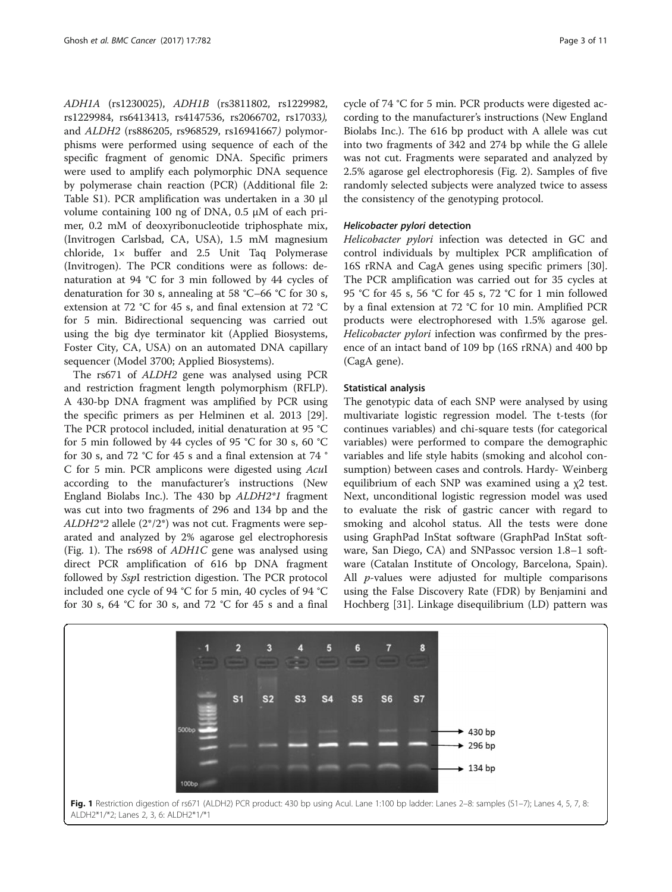*ADH1A* (rs1230025), *ADH1B* (rs3811802, rs1229982, rs1229984, rs6413413, rs4147536, rs2066702, rs17033*),* and *ALDH2* (rs886205, rs968529, rs16941667*)* polymorphisms were performed using sequence of each of the specific fragment of genomic DNA. Specific primers were used to amplify each polymorphic DNA sequence by polymerase chain reaction (PCR) (Additional file 2: Table S1). PCR amplification was undertaken in a 30 μl volume containing 100 ng of DNA, 0.5 μM of each primer, 0.2 mM of deoxyribonucleotide triphosphate mix, (Invitrogen Carlsbad, CA, USA), 1.5 mM magnesium chloride, 1× buffer and 2.5 Unit Taq Polymerase (Invitrogen). The PCR conditions were as follows: denaturation at 94 °C for 3 min followed by 44 cycles of denaturation for 30 s, annealing at 58 °C–66 °C for 30 s, extension at 72 °C for 45 s, and final extension at 72 °C for 5 min. Bidirectional sequencing was carried out using the big dye terminator kit (Applied Biosystems, Foster City, CA, USA) on an automated DNA capillary sequencer (Model 3700; Applied Biosystems).

The rs671 of *ALDH2* gene was analysed using PCR and restriction fragment length polymorphism (RFLP). A 430-bp DNA fragment was amplified by PCR using the specific primers as per Helminen et al. 2013 [29]. The PCR protocol included, initial denaturation at 95 °C for 5 min followed by 44 cycles of 95 °C for 30 s, 60 °C for 30 s, and 72 °C for 45 s and a final extension at 74 °C for 5 min. PCR amplicons were digested using *Acu*I according to the manufacturer's instructions (New England Biolabs Inc.). The 430 bp *ALDH2\*1* fragment was cut into two fragments of 296 and 134 bp and the *ALDH2\*2* allele (2\*/2\*) was not cut. Fragments were separated and analyzed by 2% agarose gel electrophoresis (Fig. 1). The rs698 of *ADH1C* gene was analysed using direct PCR amplification of 616 bp DNA fragment followed by *Ssp*I restriction digestion. The PCR protocol included one cycle of 94 °C for 5 min, 40 cycles of 94 °C for 30 s, 64 °C for 30 s, and 72 °C for 45 s and a final cycle of 74 °C for 5 min. PCR products were digested according to the manufacturer's instructions (New England Biolabs Inc.). The 616 bp product with A allele was cut into two fragments of 342 and 274 bp while the G allele was not cut. Fragments were separated and analyzed by 2.5% agarose gel electrophoresis (Fig. 2). Samples of five randomly selected subjects were analyzed twice to assess the consistency of the genotyping protocol.

#### *Helicobacter pylori* detection

*Helicobacter pylori* infection was detected in GC and control individuals by multiplex PCR amplification of 16S rRNA and CagA genes using specific primers [30]. The PCR amplification was carried out for 35 cycles at 95 °C for 45 s, 56 °C for 45 s, 72 °C for 1 min followed by a final extension at 72 °C for 10 min. Amplified PCR products were electrophoresed with 1.5% agarose gel. *Helicobacter pylori* infection was confirmed by the presence of an intact band of 109 bp (16S rRNA) and 400 bp (CagA gene).

#### Statistical analysis

The genotypic data of each SNP were analysed by using multivariate logistic regression model. The t-tests (for continues variables) and chi-square tests (for categorical variables) were performed to compare the demographic variables and life style habits (smoking and alcohol consumption) between cases and controls. Hardy- Weinberg equilibrium of each SNP was examined using a $\chi 2$ test. Next, unconditional logistic regression model was used to evaluate the risk of gastric cancer with regard to smoking and alcohol status. All the tests were done using GraphPad InStat software (GraphPad InStat software, San Diego, CA) and SNPassoc version 1.8–1 software (Catalan Institute of Oncology, Barcelona, Spain). All *p*-values were adjusted for multiple comparisons using the False Discovery Rate (FDR) by Benjamini and Hochberg [31]. Linkage disequilibrium (LD) pattern was

**Fig. 1** Restriction digestion of rs671 (ALDH2) PCR product: 430 bp using AcuI. Lane 1:100 bp ladder: Lanes 2–8: samples (S1–7); Lanes 4, 5, 7, 8: ALDH2\*1/\*2; Lanes 2, 3, 6: ALDH2\*1/\*1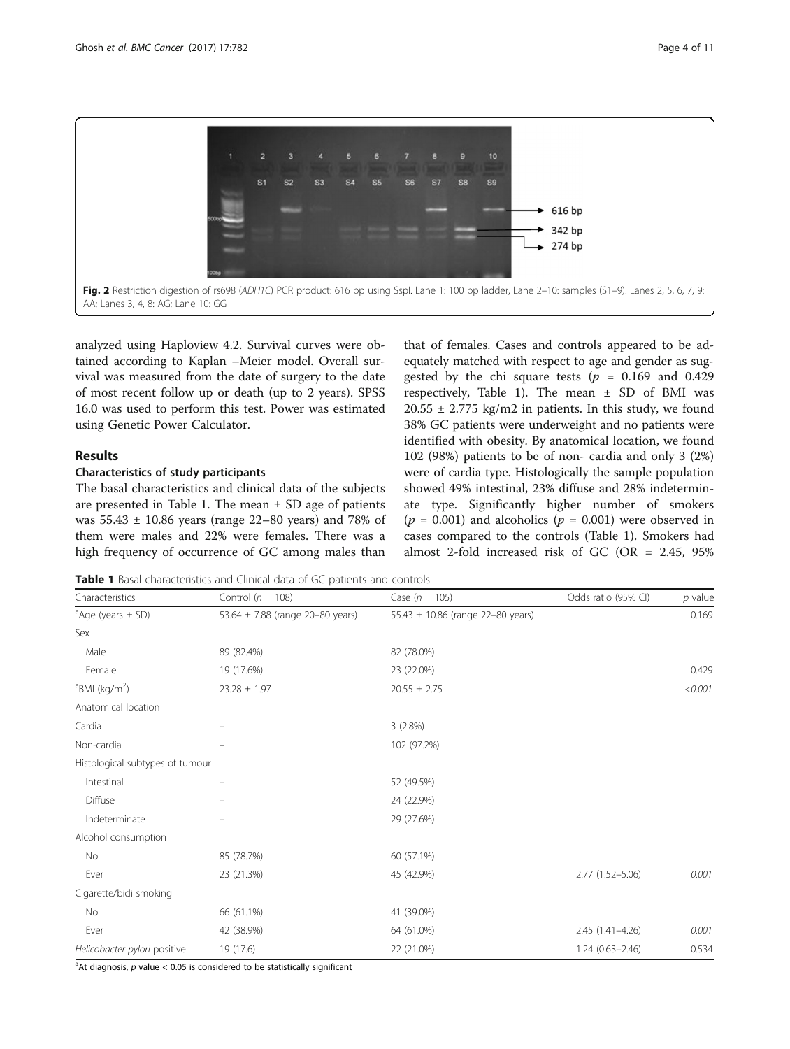Fig. 2 Restriction digestion of rs698 (*ADH1C*) PCR product: 616 bp using SspI. Lane 1: 100 bp ladder, Lane 2–10: samples (S1–9). Lanes 2, 5, 6, 7, 9: AA; Lanes 3, 4, 8: AG; Lane 10: GG

analyzed using Haploview 4.2. Survival curves were obtained according to Kaplan –Meier model. Overall survival was measured from the date of surgery to the date of most recent follow up or death (up to 2 years). SPSS 16.0 was used to perform this test. Power was estimated using Genetic Power Calculator.

## Results

### Characteristics of study participants

The basal characteristics and clinical data of the subjects are presented in Table 1. The mean ± SD age of patients was 55.43 ± 10.86 years (range 22–80 years) and 78% of them were males and 22% were females. There was a high frequency of occurrence of GC among males than that of females. Cases and controls appeared to be adequately matched with respect to age and gender as suggested by the chi square tests ($p$ = 0.169 and 0.429 respectively, Table 1). The mean ± SD of BMI was 20.55 ± 2.775 kg/m2 in patients. In this study, we found 38% GC patients were underweight and no patients were identified with obesity. By anatomical location, we found 102 (98%) patients to be of non- cardia and only 3 (2%) were of cardia type. Histologically the sample population showed 49% intestinal, 23% diffuse and 28% indeterminate type. Significantly higher number of smokers ($p$ = 0.001) and alcoholics ($p$ = 0.001) were observed in cases compared to the controls (Table 1). Smokers had almost 2-fold increased risk of GC (OR = 2.45, 95%

**Table 1** Basal characteristics and Clinical data of GC patients and controls

| Characteristics | Control ($n$ = 108) | Case ($n$ = 105) | Odds ratio (95% CI) | $p$ value |
|---|---|---|---|---|
| [a]Age (years ± SD) | 53.64 ± 7.88 (range 20–80 years) | 55.43 ± 10.86 (range 22–80 years) | | 0.169 |
| Sex | | | | |
| Male | 89 (82.4%) | 82 (78.0%) | | |
| Female | 19 (17.6%) | 23 (22.0%) | | 0.429 |
| [a]BMI (kg/m$^2$) | 23.28 ± 1.97 | 20.55 ± 2.75 | | *<0.001* |
| Anatomical location | | | | |
| Cardia | – | 3 (2.8%) | | |
| Non-cardia | – | 102 (97.2%) | | |
| Histological subtypes of tumour | | | | |
| Intestinal | – | 52 (49.5%) | | |
| Diffuse | – | 24 (22.9%) | | |
| Indeterminate | – | 29 (27.6%) | | |
| Alcohol consumption | | | | |
| No | 85 (78.7%) | 60 (57.1%) | | |
| Ever | 23 (21.3%) | 45 (42.9%) | 2.77 (1.52–5.06) | *0.001* |
| Cigarette/bidi smoking | | | | |
| No | 66 (61.1%) | 41 (39.0%) | | |
| Ever | 42 (38.9%) | 64 (61.0%) | 2.45 (1.41–4.26) | *0.001* |
| *Helicobacter pylori* positive | 19 (17.6) | 22 (21.0%) | 1.24 (0.63–2.46) | 0.534 |

[a]At diagnosis, $p$ value < 0.05 is considered to be statistically significant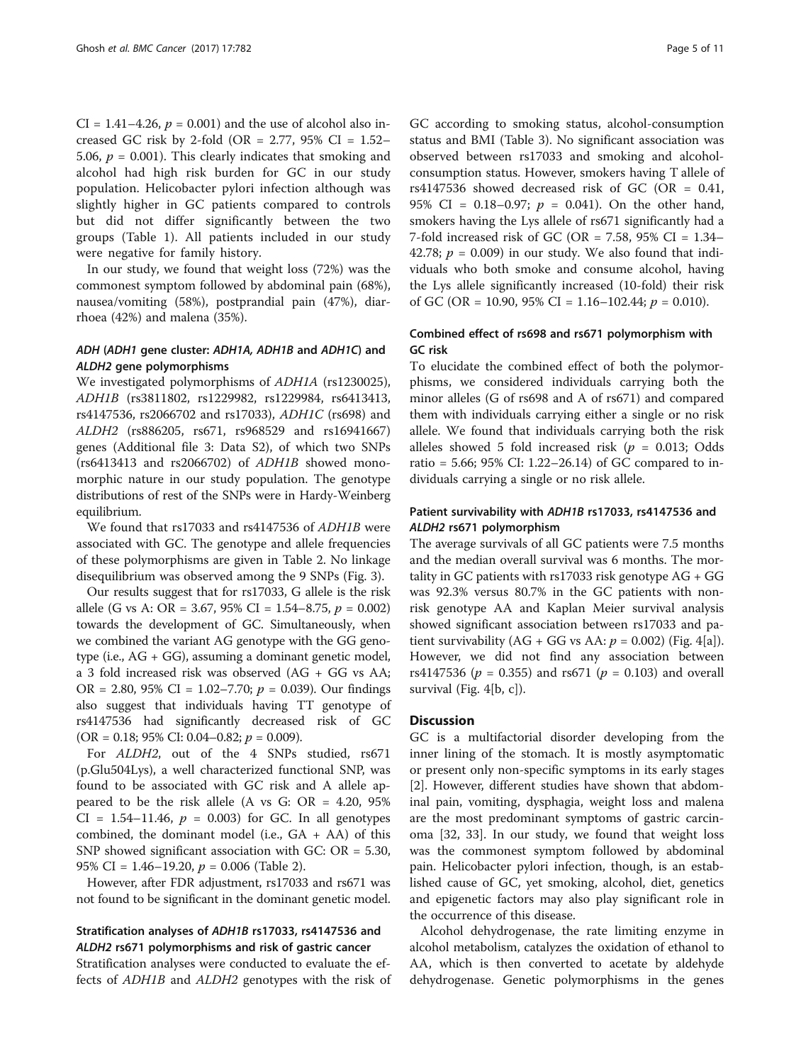CI = 1.41–4.26, $p = 0.001$) and the use of alcohol also increased GC risk by 2-fold (OR = 2.77, 95% CI = 1.52–5.06, $p = 0.001$). This clearly indicates that smoking and alcohol had high risk burden for GC in our study population. Helicobacter pylori infection although was slightly higher in GC patients compared to controls but did not differ significantly between the two groups (Table 1). All patients included in our study were negative for family history.

In our study, we found that weight loss (72%) was the commonest symptom followed by abdominal pain (68%), nausea/vomiting (58%), postprandial pain (47%), diarrhoea (42%) and malena (35%).

### *ADH* (*ADH1* gene cluster: *ADH1A*, *ADH1B* and *ADH1C*) and *ALDH2* gene polymorphisms

We investigated polymorphisms of *ADH1A* (rs1230025), *ADH1B* (rs3811802, rs1229982, rs1229984, rs6413413, rs4147536, rs2066702 and rs17033), *ADH1C* (rs698) and *ALDH2* (rs886205, rs671, rs968529 and rs16941667) genes (Additional file 3: Data S2), of which two SNPs (rs6413413 and rs2066702) of *ADH1B* showed monomorphic nature in our study population. The genotype distributions of rest of the SNPs were in Hardy-Weinberg equilibrium.

We found that rs17033 and rs4147536 of *ADH1B* were associated with GC. The genotype and allele frequencies of these polymorphisms are given in Table 2. No linkage disequilibrium was observed among the 9 SNPs (Fig. 3).

Our results suggest that for rs17033, G allele is the risk allele (G vs A: OR = 3.67, 95% CI = 1.54–8.75, $p = 0.002$) towards the development of GC. Simultaneously, when we combined the variant AG genotype with the GG genotype (i.e., AG + GG), assuming a dominant genetic model, a 3 fold increased risk was observed (AG + GG vs AA; OR = 2.80, 95% CI = 1.02–7.70; $p = 0.039$). Our findings also suggest that individuals having TT genotype of rs4147536 had significantly decreased risk of GC (OR = 0.18; 95% CI: 0.04–0.82; $p = 0.009$).

For *ALDH2*, out of the 4 SNPs studied, rs671 (p.Glu504Lys), a well characterized functional SNP, was found to be associated with GC risk and A allele appeared to be the risk allele (A vs G: OR = 4.20, 95% CI = 1.54–11.46, $p = 0.003$) for GC. In all genotypes combined, the dominant model (i.e., GA + AA) of this SNP showed significant association with GC: OR = 5.30, 95% CI = 1.46–19.20, $p = 0.006$ (Table 2).

However, after FDR adjustment, rs17033 and rs671 was not found to be significant in the dominant genetic model.

### Stratification analyses of *ADH1B* rs17033, rs4147536 and *ALDH2* rs671 polymorphisms and risk of gastric cancer

Stratification analyses were conducted to evaluate the effects of *ADH1B* and *ALDH2* genotypes with the risk of GC according to smoking status, alcohol-consumption status and BMI (Table 3). No significant association was observed between rs17033 and smoking and alcohol-consumption status. However, smokers having T allele of rs4147536 showed decreased risk of GC (OR = 0.41, 95% CI = 0.18–0.97; $p = 0.041$). On the other hand, smokers having the Lys allele of rs671 significantly had a 7-fold increased risk of GC (OR = 7.58, 95% CI = 1.34–42.78; $p = 0.009$) in our study. We also found that individuals who both smoke and consume alcohol, having the Lys allele significantly increased (10-fold) their risk of GC (OR = 10.90, 95% CI = 1.16–102.44; $p = 0.010$).

### Combined effect of rs698 and rs671 polymorphism with GC risk

To elucidate the combined effect of both the polymorphisms, we considered individuals carrying both the minor alleles (G of rs698 and A of rs671) and compared them with individuals carrying either a single or no risk allele. We found that individuals carrying both the risk alleles showed 5 fold increased risk ($p = 0.013$; Odds ratio = 5.66; 95% CI: 1.22–26.14) of GC compared to individuals carrying a single or no risk allele.

### Patient survivability with *ADH1B* rs17033, rs4147536 and *ALDH2* rs671 polymorphism

The average survivals of all GC patients were 7.5 months and the median overall survival was 6 months. The mortality in GC patients with rs17033 risk genotype AG + GG was 92.3% versus 80.7% in the GC patients with non-risk genotype AA and Kaplan Meier survival analysis showed significant association between rs17033 and patient survivability (AG + GG vs AA: $p = 0.002$) (Fig. 4[a]). However, we did not find any association between rs4147536 ($p = 0.355$) and rs671 ($p = 0.103$) and overall survival (Fig. 4[b, c]).

## Discussion

GC is a multifactorial disorder developing from the inner lining of the stomach. It is mostly asymptomatic or present only non-specific symptoms in its early stages [2]. However, different studies have shown that abdominal pain, vomiting, dysphagia, weight loss and malena are the most predominant symptoms of gastric carcinoma [32, 33]. In our study, we found that weight loss was the commonest symptom followed by abdominal pain. Helicobacter pylori infection, though, is an established cause of GC, yet smoking, alcohol, diet, genetics and epigenetic factors may also play significant role in the occurrence of this disease.

Alcohol dehydrogenase, the rate limiting enzyme in alcohol metabolism, catalyzes the oxidation of ethanol to AA, which is then converted to acetate by aldehyde dehydrogenase. Genetic polymorphisms in the genes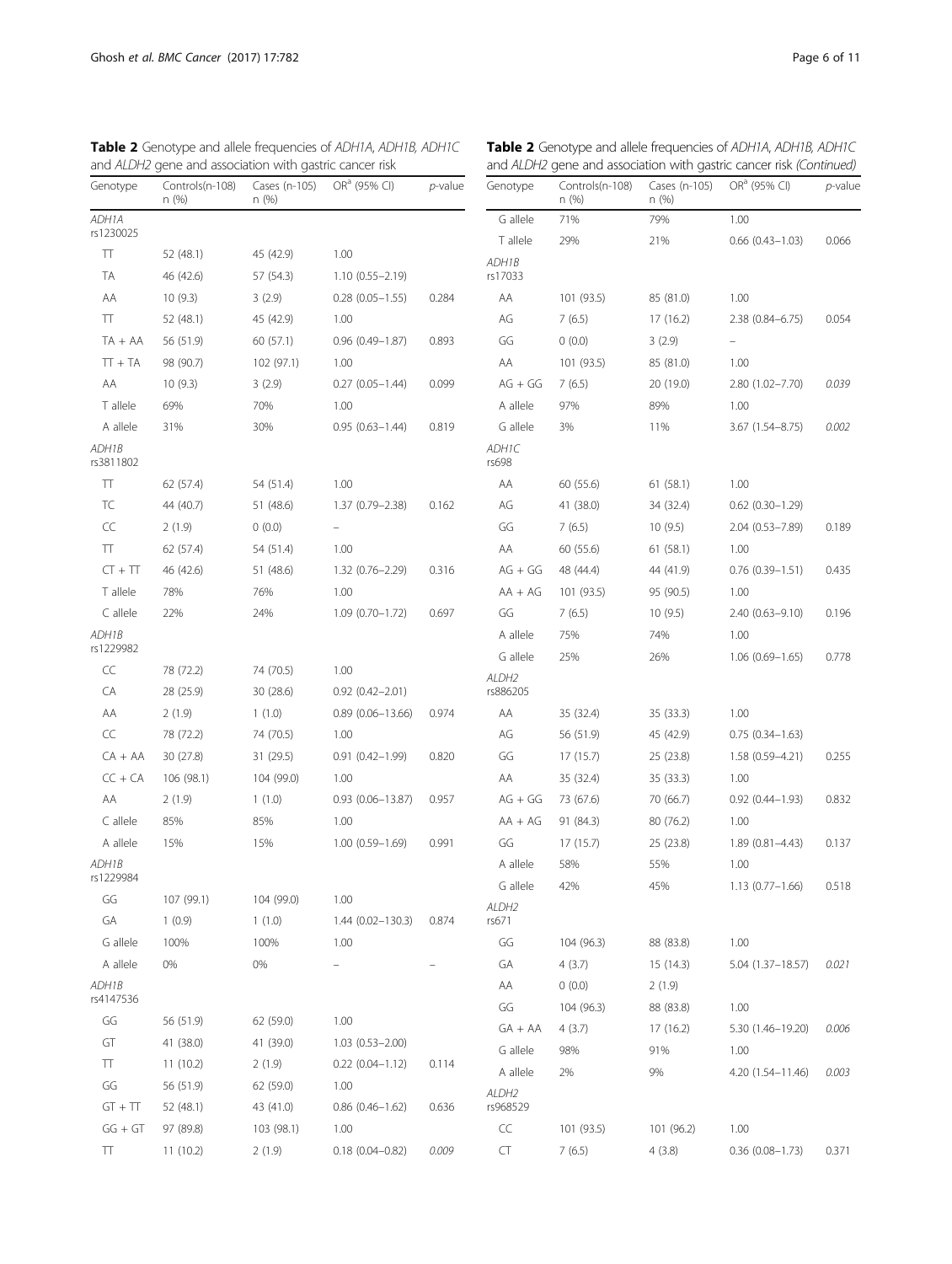**Table 2** Genotype and allele frequencies of *ADH1A, ADH1B, ADH1C* and *ALDH2* gene and association with gastric cancer risk

| Genotype | Controls(n-108) n (%) | Cases (n-105) n (%) | OR[a] (95% CI) | *p*-value |
|---|---|---|---|---|
| *ADH1A* rs1230025 | | | | |
| TT | 52 (48.1) | 45 (42.9) | 1.00 | |
| TA | 46 (42.6) | 57 (54.3) | 1.10 (0.55–2.19) | |
| AA | 10 (9.3) | 3 (2.9) | 0.28 (0.05–1.55) | 0.284 |
| TT | 52 (48.1) | 45 (42.9) | 1.00 | |
| TA + AA | 56 (51.9) | 60 (57.1) | 0.96 (0.49–1.87) | 0.893 |
| TT + TA | 98 (90.7) | 102 (97.1) | 1.00 | |
| AA | 10 (9.3) | 3 (2.9) | 0.27 (0.05–1.44) | 0.099 |
| T allele | 69% | 70% | 1.00 | |
| A allele | 31% | 30% | 0.95 (0.63–1.44) | 0.819 |
| *ADH1B* rs3811802 | | | | |
| TT | 62 (57.4) | 54 (51.4) | 1.00 | |
| TC | 44 (40.7) | 51 (48.6) | 1.37 (0.79–2.38) | 0.162 |
| CC | 2 (1.9) | 0 (0.0) | – | |
| TT | 62 (57.4) | 54 (51.4) | 1.00 | |
| CT + TT | 46 (42.6) | 51 (48.6) | 1.32 (0.76–2.29) | 0.316 |
| T allele | 78% | 76% | 1.00 | |
| C allele | 22% | 24% | 1.09 (0.70–1.72) | 0.697 |
| *ADH1B* rs1229982 | | | | |
| CC | 78 (72.2) | 74 (70.5) | 1.00 | |
| CA | 28 (25.9) | 30 (28.6) | 0.92 (0.42–2.01) | |
| AA | 2 (1.9) | 1 (1.0) | 0.89 (0.06–13.66) | 0.974 |
| CC | 78 (72.2) | 74 (70.5) | 1.00 | |
| CA + AA | 30 (27.8) | 31 (29.5) | 0.91 (0.42–1.99) | 0.820 |
| CC + CA | 106 (98.1) | 104 (99.0) | 1.00 | |
| AA | 2 (1.9) | 1 (1.0) | 0.93 (0.06–13.87) | 0.957 |
| C allele | 85% | 85% | 1.00 | |
| A allele | 15% | 15% | 1.00 (0.59–1.69) | 0.991 |
| *ADH1B* rs1229984 | | | | |
| GG | 107 (99.1) | 104 (99.0) | 1.00 | |
| GA | 1 (0.9) | 1 (1.0) | 1.44 (0.02–130.3) | 0.874 |
| G allele | 100% | 100% | 1.00 | |
| A allele | 0% | 0% | – | – |
| *ADH1B* rs4147536 | | | | |
| GG | 56 (51.9) | 62 (59.0) | 1.00 | |
| GT | 41 (38.0) | 41 (39.0) | 1.03 (0.53–2.00) | |
| TT | 11 (10.2) | 2 (1.9) | 0.22 (0.04–1.12) | 0.114 |
| GG | 56 (51.9) | 62 (59.0) | 1.00 | |
| GT + TT | 52 (48.1) | 43 (41.0) | 0.86 (0.46–1.62) | 0.636 |
| GG + GT | 97 (89.8) | 103 (98.1) | 1.00 | |
| TT | 11 (10.2) | 2 (1.9) | 0.18 (0.04–0.82) | *0.009* |
| G allele | 71% | 79% | 1.00 | |
| T allele | 29% | 21% | 0.66 (0.43–1.03) | 0.066 |
| *ADH1B* rs17033 | | | | |
| AA | 101 (93.5) | 85 (81.0) | 1.00 | |
| AG | 7 (6.5) | 17 (16.2) | 2.38 (0.84–6.75) | 0.054 |
| GG | 0 (0.0) | 3 (2.9) | – | |
| AA | 101 (93.5) | 85 (81.0) | 1.00 | |
| AG + GG | 7 (6.5) | 20 (19.0) | 2.80 (1.02–7.70) | *0.039* |
| A allele | 97% | 89% | 1.00 | |
| G allele | 3% | 11% | 3.67 (1.54–8.75) | *0.002* |
| *ADH1C* rs698 | | | | |
| AA | 60 (55.6) | 61 (58.1) | 1.00 | |
| AG | 41 (38.0) | 34 (32.4) | 0.62 (0.30–1.29) | |
| GG | 7 (6.5) | 10 (9.5) | 2.04 (0.53–7.89) | 0.189 |
| AA | 60 (55.6) | 61 (58.1) | 1.00 | |
| AG + GG | 48 (44.4) | 44 (41.9) | 0.76 (0.39–1.51) | 0.435 |
| AA + AG | 101 (93.5) | 95 (90.5) | 1.00 | |
| GG | 7 (6.5) | 10 (9.5) | 2.40 (0.63–9.10) | 0.196 |
| A allele | 75% | 74% | 1.00 | |
| G allele | 25% | 26% | 1.06 (0.69–1.65) | 0.778 |
| *ALDH2* rs886205 | | | | |
| AA | 35 (32.4) | 35 (33.3) | 1.00 | |
| AG | 56 (51.9) | 45 (42.9) | 0.75 (0.34–1.63) | |
| GG | 17 (15.7) | 25 (23.8) | 1.58 (0.59–4.21) | 0.255 |
| AA | 35 (32.4) | 35 (33.3) | 1.00 | |
| AG + GG | 73 (67.6) | 70 (66.7) | 0.92 (0.44–1.93) | 0.832 |
| AA + AG | 91 (84.3) | 80 (76.2) | 1.00 | |
| GG | 17 (15.7) | 25 (23.8) | 1.89 (0.81–4.43) | 0.137 |
| A allele | 58% | 55% | 1.00 | |
| G allele | 42% | 45% | 1.13 (0.77–1.66) | 0.518 |
| *ALDH2* rs671 | | | | |
| GG | 104 (96.3) | 88 (83.8) | 1.00 | |
| GA | 4 (3.7) | 15 (14.3) | 5.04 (1.37–18.57) | *0.021* |
| AA | 0 (0.0) | 2 (1.9) | | |
| GG | 104 (96.3) | 88 (83.8) | 1.00 | |
| GA + AA | 4 (3.7) | 17 (16.2) | 5.30 (1.46–19.20) | *0.006* |
| G allele | 98% | 91% | 1.00 | |
| A allele | 2% | 9% | 4.20 (1.54–11.46) | *0.003* |
| *ALDH2* rs968529 | | | | |
| CC | 101 (93.5) | 101 (96.2) | 1.00 | |
| CT | 7 (6.5) | 4 (3.8) | 0.36 (0.08–1.73) | 0.371 |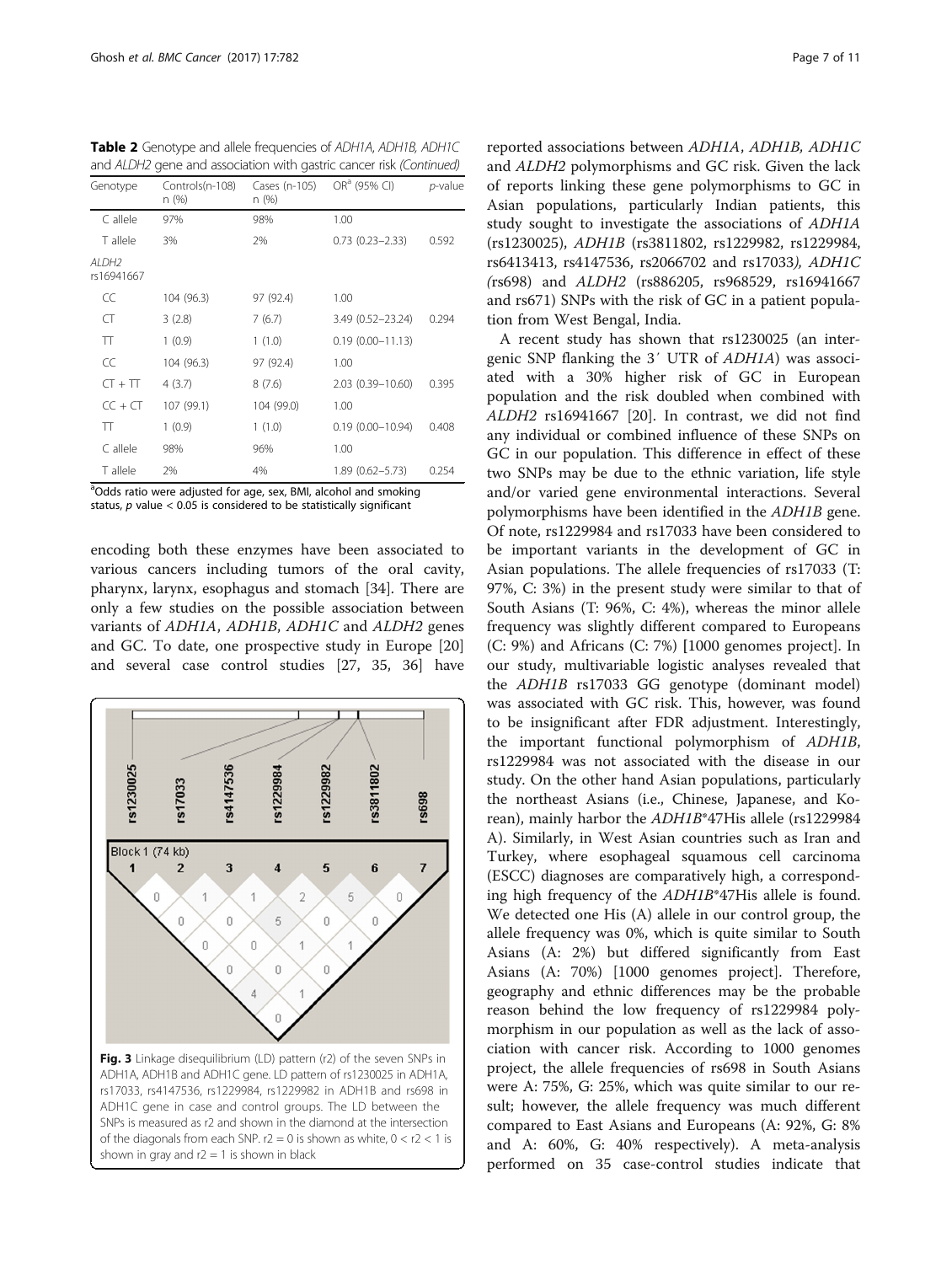**Table 2** Genotype and allele frequencies of *ADH1A*, *ADH1B*, *ADH1C* and *ALDH2* gene and association with gastric cancer risk *(Continued)*

| Genotype | Controls(n-108) n (%) | Cases (n-105) n (%) | OR[a] (95% CI) | *p*-value |
|---|---|---|---|---|
| C allele | 97% | 98% | 1.00 | |
| T allele | 3% | 2% | 0.73 (0.23–2.33) | 0.592 |
| *ALDH2* rs16941667 | | | | |
| CC | 104 (96.3) | 97 (92.4) | 1.00 | |
| CT | 3 (2.8) | 7 (6.7) | 3.49 (0.52–23.24) | 0.294 |
| TT | 1 (0.9) | 1 (1.0) | 0.19 (0.00–11.13) | |
| CC | 104 (96.3) | 97 (92.4) | 1.00 | |
| CT + TT | 4 (3.7) | 8 (7.6) | 2.03 (0.39–10.60) | 0.395 |
| CC + CT | 107 (99.1) | 104 (99.0) | 1.00 | |
| TT | 1 (0.9) | 1 (1.0) | 0.19 (0.00–10.94) | 0.408 |
| C allele | 98% | 96% | 1.00 | |
| T allele | 2% | 4% | 1.89 (0.62–5.73) | 0.254 |

[a]Odds ratio were adjusted for age, sex, BMI, alcohol and smoking status, *p* value < 0.05 is considered to be statistically significant

encoding both these enzymes have been associated to various cancers including tumors of the oral cavity, pharynx, larynx, esophagus and stomach [34]. There are only a few studies on the possible association between variants of *ADH1A*, *ADH1B*, *ADH1C* and *ALDH2* genes and GC. To date, one prospective study in Europe [20] and several case control studies [27, 35, 36] have reported associations between *ADH1A*, *ADH1B, ADH1C* and *ALDH2* polymorphisms and GC risk. Given the lack of reports linking these gene polymorphisms to GC in Asian populations, particularly Indian patients, this study sought to investigate the associations of *ADH1A* (rs1230025), *ADH1B* (rs3811802, rs1229982, rs1229984, rs6413413, rs4147536, rs2066702 and rs17033*), ADH1C (*rs698) and *ALDH2* (rs886205, rs968529, rs16941667 and rs671) SNPs with the risk of GC in a patient population from West Bengal, India.

**Fig. 3** Linkage disequilibrium (LD) pattern (r2) of the seven SNPs in ADH1A, ADH1B and ADH1C gene. LD pattern of rs1230025 in ADH1A, rs17033, rs4147536, rs1229984, rs1229982 in ADH1B and rs698 in ADH1C gene in case and control groups. The LD between the SNPs is measured as r2 and shown in the diamond at the intersection of the diagonals from each SNP. r2 = 0 is shown as white, 0 < r2 < 1 is shown in gray and r2 = 1 is shown in black

A recent study has shown that rs1230025 (an intergenic SNP flanking the 3′ UTR of *ADH1A*) was associated with a 30% higher risk of GC in European population and the risk doubled when combined with *ALDH2* rs16941667 [20]. In contrast, we did not find any individual or combined influence of these SNPs on GC in our population. This difference in effect of these two SNPs may be due to the ethnic variation, life style and/or varied gene environmental interactions. Several polymorphisms have been identified in the *ADH1B* gene. Of note, rs1229984 and rs17033 have been considered to be important variants in the development of GC in Asian populations. The allele frequencies of rs17033 (T: 97%, C: 3%) in the present study were similar to that of South Asians (T: 96%, C: 4%), whereas the minor allele frequency was slightly different compared to Europeans (C: 9%) and Africans (C: 7%) [1000 genomes project]. In our study, multivariable logistic analyses revealed that the *ADH1B* rs17033 GG genotype (dominant model) was associated with GC risk. This, however, was found to be insignificant after FDR adjustment. Interestingly, the important functional polymorphism of *ADH1B*, rs1229984 was not associated with the disease in our study. On the other hand Asian populations, particularly the northeast Asians (i.e., Chinese, Japanese, and Korean), mainly harbor the *ADH1B*\*47His allele (rs1229984 A). Similarly, in West Asian countries such as Iran and Turkey, where esophageal squamous cell carcinoma (ESCC) diagnoses are comparatively high, a corresponding high frequency of the *ADH1B*\*47His allele is found. We detected one His (A) allele in our control group, the allele frequency was 0%, which is quite similar to South Asians (A: 2%) but differed significantly from East Asians (A: 70%) [1000 genomes project]. Therefore, geography and ethnic differences may be the probable reason behind the low frequency of rs1229984 polymorphism in our population as well as the lack of association with cancer risk. According to 1000 genomes project, the allele frequencies of rs698 in South Asians were A: 75%, G: 25%, which was quite similar to our result; however, the allele frequency was much different compared to East Asians and Europeans (A: 92%, G: 8% and A: 60%, G: 40% respectively). A meta-analysis performed on 35 case-control studies indicate that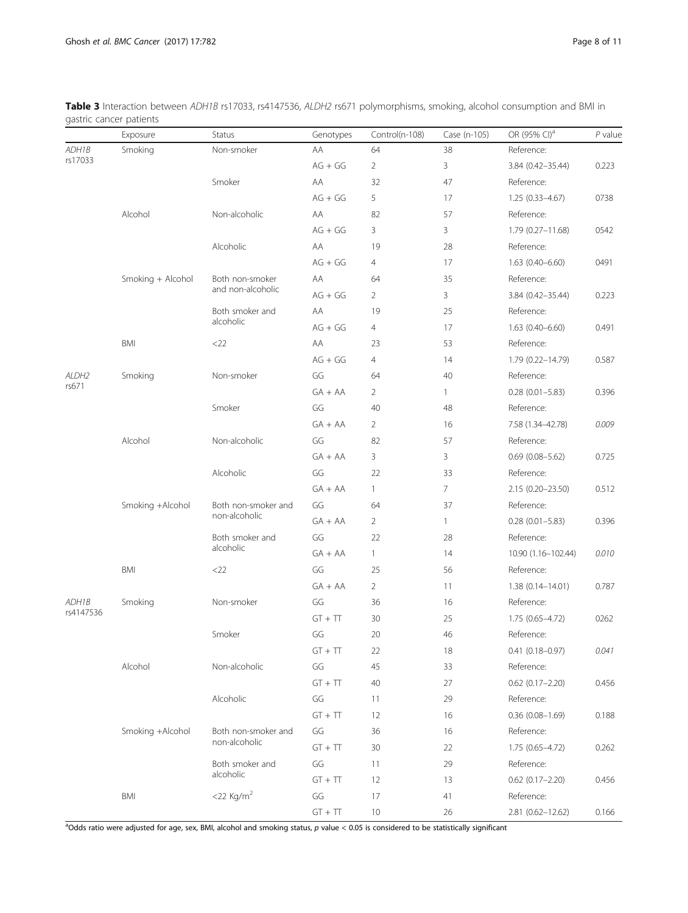**Table 3** Interaction between *ADH1B* rs17033, rs4147536, *ALDH2* rs671 polymorphisms, smoking, alcohol consumption and BMI in gastric cancer patients

| | Exposure | Status | Genotypes | Control(n-108) | Case (n-105) | OR (95% CI)[a] | *P* value |
|---|---|---|---|---|---|---|---|
| *ADH1B* rs17033 | Smoking | Non-smoker | AA | 64 | 38 | Reference: | |
| | | | AG + GG | 2 | 3 | 3.84 (0.42–35.44) | 0.223 |
| | | Smoker | AA | 32 | 47 | Reference: | |
| | | | AG + GG | 5 | 17 | 1.25 (0.33–4.67) | 0738 |
| | Alcohol | Non-alcoholic | AA | 82 | 57 | Reference: | |
| | | | AG + GG | 3 | 3 | 1.79 (0.27–11.68) | 0542 |
| | | Alcoholic | AA | 19 | 28 | Reference: | |
| | | | AG + GG | 4 | 17 | 1.63 (0.40–6.60) | 0491 |
| | Smoking + Alcohol | Both non-smoker and non-alcoholic | AA | 64 | 35 | Reference: | |
| | | | AG + GG | 2 | 3 | 3.84 (0.42–35.44) | 0.223 |
| | | Both smoker and alcoholic | AA | 19 | 25 | Reference: | |
| | | | AG + GG | 4 | 17 | 1.63 (0.40–6.60) | 0.491 |
| | BMI | <22 | AA | 23 | 53 | Reference: | |
| | | | AG + GG | 4 | 14 | 1.79 (0.22–14.79) | 0.587 |
| *ALDH2* rs671 | Smoking | Non-smoker | GG | 64 | 40 | Reference: | |
| | | | GA + AA | 2 | 1 | 0.28 (0.01–5.83) | 0.396 |
| | | Smoker | GG | 40 | 48 | Reference: | |
| | | | GA + AA | 2 | 16 | 7.58 (1.34–42.78) | *0.009* |
| | Alcohol | Non-alcoholic | GG | 82 | 57 | Reference: | |
| | | | GA + AA | 3 | 3 | 0.69 (0.08–5.62) | 0.725 |
| | | Alcoholic | GG | 22 | 33 | Reference: | |
| | | | GA + AA | 1 | 7 | 2.15 (0.20–23.50) | 0.512 |
| | Smoking +Alcohol | Both non-smoker and non-alcoholic | GG | 64 | 37 | Reference: | |
| | | | GA + AA | 2 | 1 | 0.28 (0.01–5.83) | 0.396 |
| | | Both smoker and alcoholic | GG | 22 | 28 | Reference: | |
| | | | GA + AA | 1 | 14 | 10.90 (1.16–102.44) | *0.010* |
| | BMI | <22 | GG | 25 | 56 | Reference: | |
| | | | GA + AA | 2 | 11 | 1.38 (0.14–14.01) | 0.787 |
| *ADH1B* rs4147536 | Smoking | Non-smoker | GG | 36 | 16 | Reference: | |
| | | | GT + TT | 30 | 25 | 1.75 (0.65–4.72) | 0262 |
| | | Smoker | GG | 20 | 46 | Reference: | |
| | | | GT + TT | 22 | 18 | 0.41 (0.18–0.97) | *0.041* |
| | Alcohol | Non-alcoholic | GG | 45 | 33 | Reference: | |
| | | | GT + TT | 40 | 27 | 0.62 (0.17–2.20) | 0.456 |
| | | Alcoholic | GG | 11 | 29 | Reference: | |
| | | | GT + TT | 12 | 16 | 0.36 (0.08–1.69) | 0.188 |
| | Smoking +Alcohol | Both non-smoker and non-alcoholic | GG | 36 | 16 | Reference: | |
| | | | GT + TT | 30 | 22 | 1.75 (0.65–4.72) | 0.262 |
| | | Both smoker and alcoholic | GG | 11 | 29 | Reference: | |
| | | | GT + TT | 12 | 13 | 0.62 (0.17–2.20) | 0.456 |
| | BMI | <22 Kg/m$^2$ | GG | 17 | 41 | Reference: | |
| | | | GT + TT | 10 | 26 | 2.81 (0.62–12.62) | 0.166 |

[a]Odds ratio were adjusted for age, sex, BMI, alcohol and smoking status, *p* value < 0.05 is considered to be statistically significant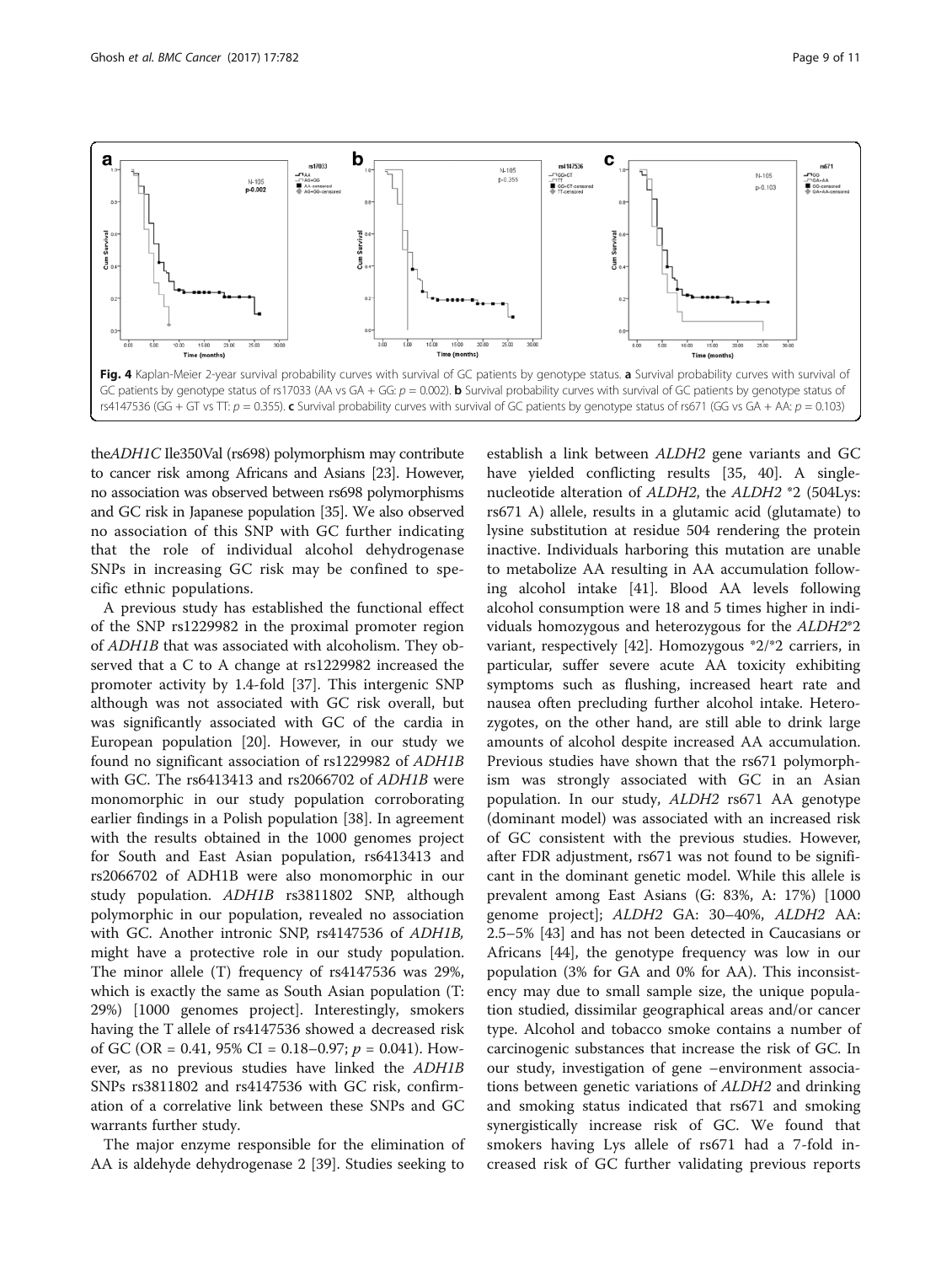Fig. 4 Kaplan-Meier 2-year survival probability curves with survival of GC patients by genotype status. **a** Survival probability curves with survival of GC patients by genotype status of rs17033 (AA vs GA + GG: $p = 0.002$). **b** Survival probability curves with survival of GC patients by genotype status of rs4147536 (GG + GT vs TT: $p = 0.355$). **c** Survival probability curves with survival of GC patients by genotype status of rs671 (GG vs GA + AA: $p = 0.103$)

the *ADH1C* Ile350Val (rs698) polymorphism may contribute to cancer risk among Africans and Asians [23]. However, no association was observed between rs698 polymorphisms and GC risk in Japanese population [35]. We also observed no association of this SNP with GC further indicating that the role of individual alcohol dehydrogenase SNPs in increasing GC risk may be confined to specific ethnic populations.

A previous study has established the functional effect of the SNP rs1229982 in the proximal promoter region of *ADH1B* that was associated with alcoholism. They observed that a C to A change at rs1229982 increased the promoter activity by 1.4-fold [37]. This intergenic SNP although was not associated with GC risk overall, but was significantly associated with GC of the cardia in European population [20]. However, in our study we found no significant association of rs1229982 of *ADH1B* with GC. The rs6413413 and rs2066702 of *ADH1B* were monomorphic in our study population corroborating earlier findings in a Polish population [38]. In agreement with the results obtained in the 1000 genomes project for South and East Asian population, rs6413413 and rs2066702 of ADH1B were also monomorphic in our study population. *ADH1B* rs3811802 SNP, although polymorphic in our population, revealed no association with GC. Another intronic SNP, rs4147536 of *ADH1B*, might have a protective role in our study population. The minor allele (T) frequency of rs4147536 was 29%, which is exactly the same as South Asian population (T: 29%) [1000 genomes project]. Interestingly, smokers having the T allele of rs4147536 showed a decreased risk of GC (OR = 0.41, 95% CI = 0.18–0.97; $p = 0.041$). However, as no previous studies have linked the *ADH1B* SNPs rs3811802 and rs4147536 with GC risk, confirmation of a correlative link between these SNPs and GC warrants further study.

The major enzyme responsible for the elimination of AA is aldehyde dehydrogenase 2 [39]. Studies seeking to establish a link between *ALDH2* gene variants and GC have yielded conflicting results [35, 40]. A single-nucleotide alteration of *ALDH2*, the *ALDH2* *2 (504Lys: rs671 A) allele, results in a glutamic acid (glutamate) to lysine substitution at residue 504 rendering the protein inactive. Individuals harboring this mutation are unable to metabolize AA resulting in AA accumulation following alcohol intake [41]. Blood AA levels following alcohol consumption were 18 and 5 times higher in individuals homozygous and heterozygous for the *ALDH2*\*2 variant, respectively [42]. Homozygous \*2/\*2 carriers, in particular, suffer severe acute AA toxicity exhibiting symptoms such as flushing, increased heart rate and nausea often precluding further alcohol intake. Heterozygotes, on the other hand, are still able to drink large amounts of alcohol despite increased AA accumulation. Previous studies have shown that the rs671 polymorphism was strongly associated with GC in an Asian population. In our study, *ALDH2* rs671 AA genotype (dominant model) was associated with an increased risk of GC consistent with the previous studies. However, after FDR adjustment, rs671 was not found to be significant in the dominant genetic model. While this allele is prevalent among East Asians (G: 83%, A: 17%) [1000 genome project]; *ALDH2* GA: 30–40%, *ALDH2* AA: 2.5–5% [43] and has not been detected in Caucasians or Africans [44], the genotype frequency was low in our population (3% for GA and 0% for AA). This inconsistency may due to small sample size, the unique population studied, dissimilar geographical areas and/or cancer type. Alcohol and tobacco smoke contains a number of carcinogenic substances that increase the risk of GC. In our study, investigation of gene –environment associations between genetic variations of *ALDH2* and drinking and smoking status indicated that rs671 and smoking synergistically increase risk of GC. We found that smokers having Lys allele of rs671 had a 7-fold increased risk of GC further validating previous reports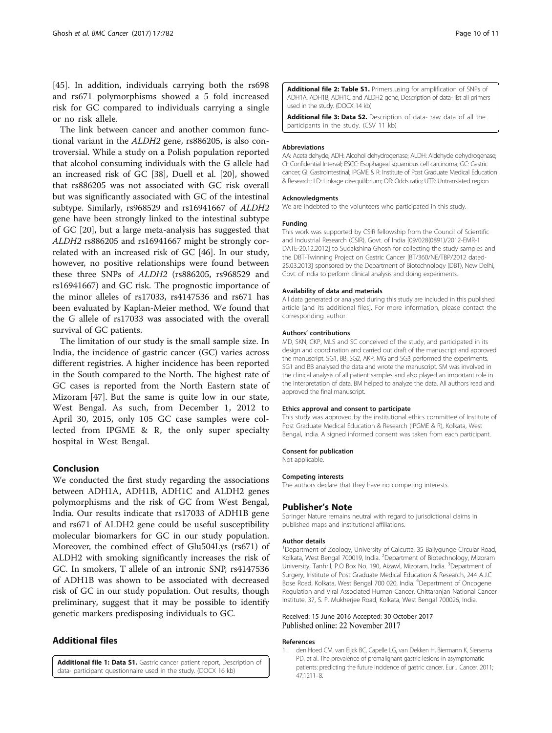[45]. In addition, individuals carrying both the rs698 and rs671 polymorphisms showed a 5 fold increased risk for GC compared to individuals carrying a single or no risk allele.

The link between cancer and another common functional variant in the *ALDH2* gene, rs886205, is also controversial. While a study on a Polish population reported that alcohol consuming individuals with the G allele had an increased risk of GC [38], Duell et al. [20], showed that rs886205 was not associated with GC risk overall but was significantly associated with GC of the intestinal subtype. Similarly, rs968529 and rs16941667 of *ALDH2* gene have been strongly linked to the intestinal subtype of GC [20], but a large meta-analysis has suggested that *ALDH2* rs886205 and rs16941667 might be strongly correlated with an increased risk of GC [46]. In our study, however, no positive relationships were found between these three SNPs of *ALDH2* (rs886205, rs968529 and rs16941667) and GC risk. The prognostic importance of the minor alleles of rs17033, rs4147536 and rs671 has been evaluated by Kaplan-Meier method. We found that the G allele of rs17033 was associated with the overall survival of GC patients.

The limitation of our study is the small sample size. In India, the incidence of gastric cancer (GC) varies across different registries. A higher incidence has been reported in the South compared to the North. The highest rate of GC cases is reported from the North Eastern state of Mizoram [47]. But the same is quite low in our state, West Bengal. As such, from December 1, 2012 to April 30, 2015, only 105 GC case samples were collected from IPGME & R, the only super specialty hospital in West Bengal.

## Conclusion

We conducted the first study regarding the associations between ADH1A, ADH1B, ADH1C and ALDH2 genes polymorphisms and the risk of GC from West Bengal, India. Our results indicate that rs17033 of ADH1B gene and rs671 of ALDH2 gene could be useful susceptibility molecular biomarkers for GC in our study population. Moreover, the combined effect of Glu504Lys (rs671) of ALDH2 with smoking significantly increases the risk of GC. In smokers, T allele of an intronic SNP, rs4147536 of ADH1B was shown to be associated with decreased risk of GC in our study population. Out results, though preliminary, suggest that it may be possible to identify genetic markers predisposing individuals to GC.

## Additional files

**Additional file 1: Data S1.** Gastric cancer patient report, Description of data- participant questionnaire used in the study. (DOCX 16 kb)

**Additional file 2: Table S1.** Primers using for amplification of SNPs of ADH1A, ADH1B, ADH1C and ALDH2 gene, Description of data- list all primers used in the study. (DOCX 14 kb)

**Additional file 3: Data S2.** Description of data- raw data of all the participants in the study. (CSV 11 kb)

#### Abbreviations

AA: Acetaldehyde; ADH: Alcohol dehydrogenase; ALDH: Aldehyde dehydrogenase; CI: Confidential Interval; ESCC: Esophageal squamous cell carcinoma; GC: Gastric cancer; GI: Gastrointestinal; IPGME & R: Institute of Post Graduate Medical Education & Research; LD: Linkage disequilibrium; OR: Odds ratio; UTR: Untranslated region

#### Acknowledgments

We are indebted to the volunteers who participated in this study.

#### Funding

This work was supported by CSIR fellowship from the Council of Scientific and Industrial Research (CSIR), Govt. of India [09/028(0891)/2012-EMR-1 DATE-20.12.2012] to Sudakshina Ghosh for collecting the study samples and the DBT-Twinning Project on Gastric Cancer [BT/360/NE/TBP/2012 dated-25.03.2013] sponsored by the Department of Biotechnology (DBT), New Delhi, Govt. of India to perform clinical analysis and doing experiments.

#### Availability of data and materials

All data generated or analysed during this study are included in this published article [and its additional files]. For more information, please contact the corresponding author.

#### Authors' contributions

MD, SKN, CKP, MLS and SC conceived of the study, and participated in its design and coordination and carried out draft of the manuscript and approved the manuscript. SG1, BB, SG2, AKP, MG and SG3 performed the experiments. SG1 and BB analysed the data and wrote the manuscript. SM was involved in the clinical analysis of all patient samples and also played an important role in the interpretation of data. BM helped to analyze the data. All authors read and approved the final manuscript.

#### Ethics approval and consent to participate

This study was approved by the institutional ethics committee of Institute of Post Graduate Medical Education & Research (IPGME & R), Kolkata, West Bengal, India. A signed informed consent was taken from each participant.

#### Consent for publication

Not applicable.

#### Competing interests

The authors declare that they have no competing interests.

## Publisher's Note

Springer Nature remains neutral with regard to jurisdictional claims in published maps and institutional affiliations.

#### Author details

[1]Department of Zoology, University of Calcutta, 35 Ballygunge Circular Road, Kolkata, West Bengal 700019, India. [2]Department of Biotechnology, Mizoram University, Tanhril, P.O Box No. 190, Aizawl, Mizoram, India. [3]Department of Surgery, Institute of Post Graduate Medical Education & Research, 244 A.J.C Bose Road, Kolkata, West Bengal 700 020, India. [4]Department of Oncogene Regulation and Viral Associated Human Cancer, Chittaranjan National Cancer Institute, 37, S. P. Mukherjee Road, Kolkata, West Bengal 700026, India.

Received: 15 June 2016 Accepted: 30 October 2017
Published online: 22 November 2017

#### References

1. den Hoed CM, van Eijck BC, Capelle LG, van Dekken H, Biermann K, Siersema PD, et al. The prevalence of premalignant gastric lesions in asymptomatic patients: predicting the future incidence of gastric cancer. Eur J Cancer. 2011; 47:1211–8.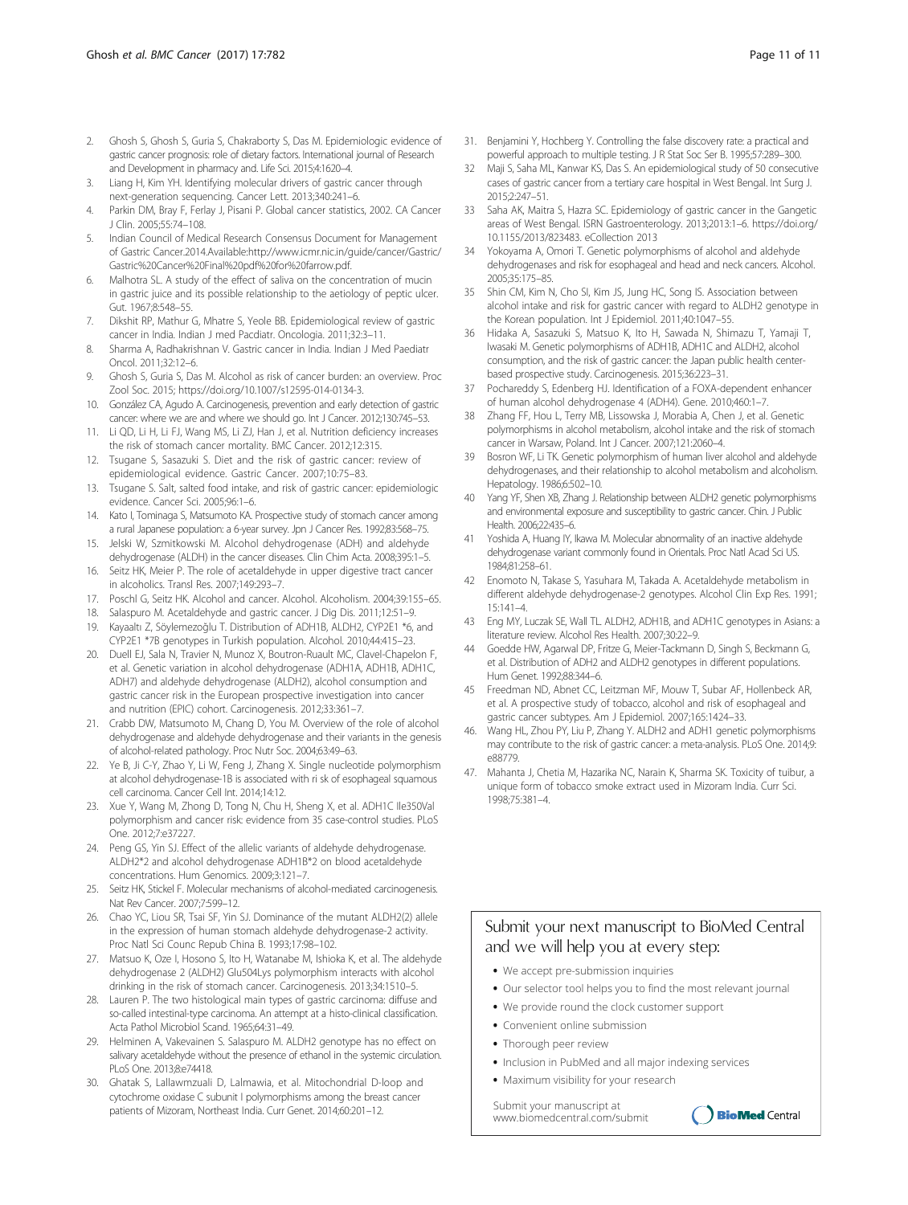2. Ghosh S, Ghosh S, Guria S, Chakraborty S, Das M. Epidemiologic evidence of gastric cancer prognosis: role of dietary factors. International journal of Research and Development in pharmacy and. Life Sci. 2015;4:1620–4.
3. Liang H, Kim YH. Identifying molecular drivers of gastric cancer through next-generation sequencing. Cancer Lett. 2013;340:241–6.
4. Parkin DM, Bray F, Ferlay J, Pisani P. Global cancer statistics, 2002. CA Cancer J Clin. 2005;55:74–108.
5. Indian Council of Medical Research Consensus Document for Management of Gastric Cancer.2014.Available:http://www.icmr.nic.in/guide/cancer/Gastric/Gastric%20Cancer%20Final%20pdf%20for%20farrow.pdf.
6. Malhotra SL. A study of the effect of saliva on the concentration of mucin in gastric juice and its possible relationship to the aetiology of peptic ulcer. Gut. 1967;8:548–55.
7. Dikshit RP, Mathur G, Mhatre S, Yeole BB. Epidemiological review of gastric cancer in India. Indian J med Paediatr. Oncologia. 2011;32:3–11.
8. Sharma A, Radhakrishnan V. Gastric cancer in India. Indian J Med Paediatr Oncol. 2011;32:12–6.
9. Ghosh S, Guria S, Das M. Alcohol as risk of cancer burden: an overview. Proc Zool Soc. 2015; https://doi.org/10.1007/s12595-014-0134-3.
10. González CA, Agudo A. Carcinogenesis, prevention and early detection of gastric cancer: where we are and where we should go. Int J Cancer. 2012;130:745–53.
11. Li QD, Li H, Li FJ, Wang MS, Li ZJ, Han J, et al. Nutrition deficiency increases the risk of stomach cancer mortality. BMC Cancer. 2012;12:315.
12. Tsugane S, Sasazuki S. Diet and the risk of gastric cancer: review of epidemiological evidence. Gastric Cancer. 2007;10:75–83.
13. Tsugane S. Salt, salted food intake, and risk of gastric cancer: epidemiologic evidence. Cancer Sci. 2005;96:1–6.
14. Kato I, Tominaga S, Matsumoto KA. Prospective study of stomach cancer among a rural Japanese population: a 6-year survey. Jpn J Cancer Res. 1992;83:568–75.
15. Jelski W, Szmitkowski M. Alcohol dehydrogenase (ADH) and aldehyde dehydrogenase (ALDH) in the cancer diseases. Clin Chim Acta. 2008;395:1–5.
16. Seitz HK, Meier P. The role of acetaldehyde in upper digestive tract cancer in alcoholics. Transl Res. 2007;149:293–7.
17. Poschl G, Seitz HK. Alcohol and cancer. Alcohol. Alcoholism. 2004;39:155–65.
18. Salaspuro M. Acetaldehyde and gastric cancer. J Dig Dis. 2011;12:51–9.
19. Kayaaltı Z, Söylemezoğlu T. Distribution of ADH1B, ALDH2, CYP2E1 *6, and CYP2E1 *7B genotypes in Turkish population. Alcohol. 2010;44:415–23.
20. Duell EJ, Sala N, Travier N, Munoz X, Boutron-Ruault MC, Clavel-Chapelon F, et al. Genetic variation in alcohol dehydrogenase (ADH1A, ADH1B, ADH1C, ADH7) and aldehyde dehydrogenase (ALDH2), alcohol consumption and gastric cancer risk in the European prospective investigation into cancer and nutrition (EPIC) cohort. Carcinogenesis. 2012;33:361–7.
21. Crabb DW, Matsumoto M, Chang D, You M. Overview of the role of alcohol dehydrogenase and aldehyde dehydrogenase and their variants in the genesis of alcohol-related pathology. Proc Nutr Soc. 2004;63:49–63.
22. Ye B, Ji C-Y, Zhao Y, Li W, Feng J, Zhang X. Single nucleotide polymorphism at alcohol dehydrogenase-1B is associated with ri sk of esophageal squamous cell carcinoma. Cancer Cell Int. 2014;14:12.
23. Xue Y, Wang M, Zhong D, Tong N, Chu H, Sheng X, et al. ADH1C Ile350Val polymorphism and cancer risk: evidence from 35 case-control studies. PLoS One. 2012;7:e37227.
24. Peng GS, Yin SJ. Effect of the allelic variants of aldehyde dehydrogenase. ALDH2*2 and alcohol dehydrogenase ADH1B*2 on blood acetaldehyde concentrations. Hum Genomics. 2009;3:121–7.
25. Seitz HK, Stickel F. Molecular mechanisms of alcohol-mediated carcinogenesis. Nat Rev Cancer. 2007;7:599–12.
26. Chao YC, Liou SR, Tsai SF, Yin SJ. Dominance of the mutant ALDH2(2) allele in the expression of human stomach aldehyde dehydrogenase-2 activity. Proc Natl Sci Counc Repub China B. 1993;17:98–102.
27. Matsuo K, Oze I, Hosono S, Ito H, Watanabe M, Ishioka K, et al. The aldehyde dehydrogenase 2 (ALDH2) Glu504Lys polymorphism interacts with alcohol drinking in the risk of stomach cancer. Carcinogenesis. 2013;34:1510–5.
28. Lauren P. The two histological main types of gastric carcinoma: diffuse and so-called intestinal-type carcinoma. An attempt at a histo-clinical classification. Acta Pathol Microbiol Scand. 1965;64:31–49.
29. Helminen A, Vakevainen S, Salaspuro M. ALDH2 genotype has no effect on salivary acetaldehyde without the presence of ethanol in the systemic circulation. PLoS One. 2013;8:e74418.
30. Ghatak S, Lallawmzuali D, Lalmawia, et al. Mitochondrial D-loop and cytochrome oxidase C subunit I polymorphisms among the breast cancer patients of Mizoram, Northeast India. Curr Genet. 2014;60:201–12.
31. Benjamini Y, Hochberg Y. Controlling the false discovery rate: a practical and powerful approach to multiple testing. J R Stat Soc Ser B. 1995;57:289–300.
32 Maji S, Saha ML, Kanwar KS, Das S. An epidemiological study of 50 consecutive cases of gastric cancer from a tertiary care hospital in West Bengal. Int Surg J. 2015;2:247–51.
33 Saha AK, Maitra S, Hazra SC. Epidemiology of gastric cancer in the Gangetic areas of West Bengal. ISRN Gastroenterology. 2013;2013:1–6. https://doi.org/10.1155/2013/823483. eCollection 2013
34 Yokoyama A, Omori T. Genetic polymorphisms of alcohol and aldehyde dehydrogenases and risk for esophageal and head and neck cancers. Alcohol. 2005;35:175–85.
35 Shin CM, Kim N, Cho SI, Kim JS, Jung HC, Song IS. Association between alcohol intake and risk for gastric cancer with regard to ALDH2 genotype in the Korean population. Int J Epidemiol. 2011;40:1047–55.
36 Hidaka A, Sasazuki S, Matsuo K, Ito H, Sawada N, Shimazu T, Yamaji T, Iwasaki M. Genetic polymorphisms of ADH1B, ADH1C and ALDH2, alcohol consumption, and the risk of gastric cancer: the Japan public health center-based prospective study. Carcinogenesis. 2015;36:223–31.
37 Pochareddy S, Edenberg HJ. Identification of a FOXA-dependent enhancer of human alcohol dehydrogenase 4 (ADH4). Gene. 2010;460:1–7.
38 Zhang FF, Hou L, Terry MB, Lissowska J, Morabia A, Chen J, et al. Genetic polymorphisms in alcohol metabolism, alcohol intake and the risk of stomach cancer in Warsaw, Poland. Int J Cancer. 2007;121:2060–4.
39 Bosron WF, Li TK. Genetic polymorphism of human liver alcohol and aldehyde dehydrogenases, and their relationship to alcohol metabolism and alcoholism. Hepatology. 1986;6:502–10.
40 Yang YF, Shen XB, Zhang J. Relationship between ALDH2 genetic polymorphisms and environmental exposure and susceptibility to gastric cancer. Chin. J Public Health. 2006;22:435–6.
41 Yoshida A, Huang IY, Ikawa M. Molecular abnormality of an inactive aldehyde dehydrogenase variant commonly found in Orientals. Proc Natl Acad Sci US. 1984;81:258–61.
42 Enomoto N, Takase S, Yasuhara M, Takada A. Acetaldehyde metabolism in different aldehyde dehydrogenase-2 genotypes. Alcohol Clin Exp Res. 1991; 15:141–4.
43 Eng MY, Luczak SE, Wall TL. ALDH2, ADH1B, and ADH1C genotypes in Asians: a literature review. Alcohol Res Health. 2007;30:22–9.
44 Goedde HW, Agarwal DP, Fritze G, Meier-Tackmann D, Singh S, Beckmann G, et al. Distribution of ADH2 and ALDH2 genotypes in different populations. Hum Genet. 1992;88:344–6.
45 Freedman ND, Abnet CC, Leitzman MF, Mouw T, Subar AF, Hollenbeck AR, et al. A prospective study of tobacco, alcohol and risk of esophageal and gastric cancer subtypes. Am J Epidemiol. 2007;165:1424–33.
46. Wang HL, Zhou PY, Liu P, Zhang Y. ALDH2 and ADH1 genetic polymorphisms may contribute to the risk of gastric cancer: a meta-analysis. PLoS One. 2014;9:e88779.
47. Mahanta J, Chetia M, Hazarika NC, Narain K, Sharma SK. Toxicity of tuibur, a unique form of tobacco smoke extract used in Mizoram India. Curr Sci. 1998;75:381–4.

## Submit your next manuscript to BioMed Central and we will help you at every step:

- We accept pre-submission inquiries
- Our selector tool helps you to find the most relevant journal
- We provide round the clock customer support
- Convenient online submission
- Thorough peer review
- Inclusion in PubMed and all major indexing services
- Maximum visibility for your research

Submit your manuscript at www.biomedcentral.com/submit

BioMed Central